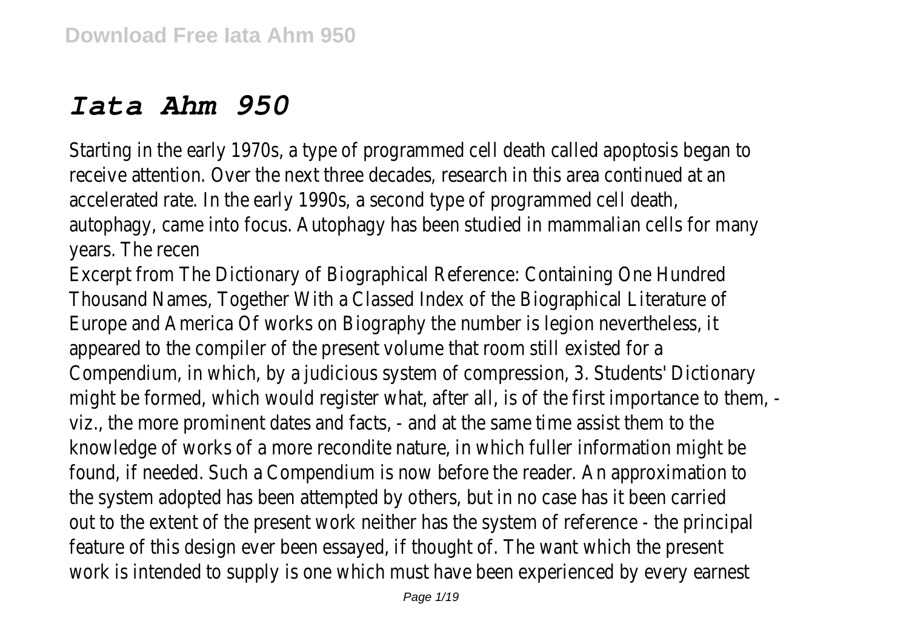# *Iata Ahm 950*

Starting in the early 1970s, a type of programmed cell death called apoptosis began to receive attention. Over the next three decades, research in this area continued at an accelerated rate. In the early 1990s, a second type of programmed cell death, autophagy, came into focus. Autophagy has been studied in mammalian cells for many years. The recen

Excerpt from The Dictionary of Biographical Reference: Containing One Hundred Thousand Names, Together With a Classed Index of the Biographical Literature of Europe and America Of works on Biography the number is legion nevertheless, it appeared to the compiler of the present volume that room still existed for a Compendium, in which, by a judicious system of compression, 3. Students' Dictionary might be formed, which would register what, after all, is of the first importance to them, - viz., the more prominent dates and facts, - and at the same time assist them to the knowledge of works of a more recondite nature, in which fuller information might be found, if needed. Such a Compendium is now before the reader. An approximation to the system adopted has been attempted by others, but in no case has it been carried out to the extent of the present work neither has the system of reference - the principal feature of this design ever been essayed, if thought of. The want which the present work is intended to supply is one which must have been experienced by every earnest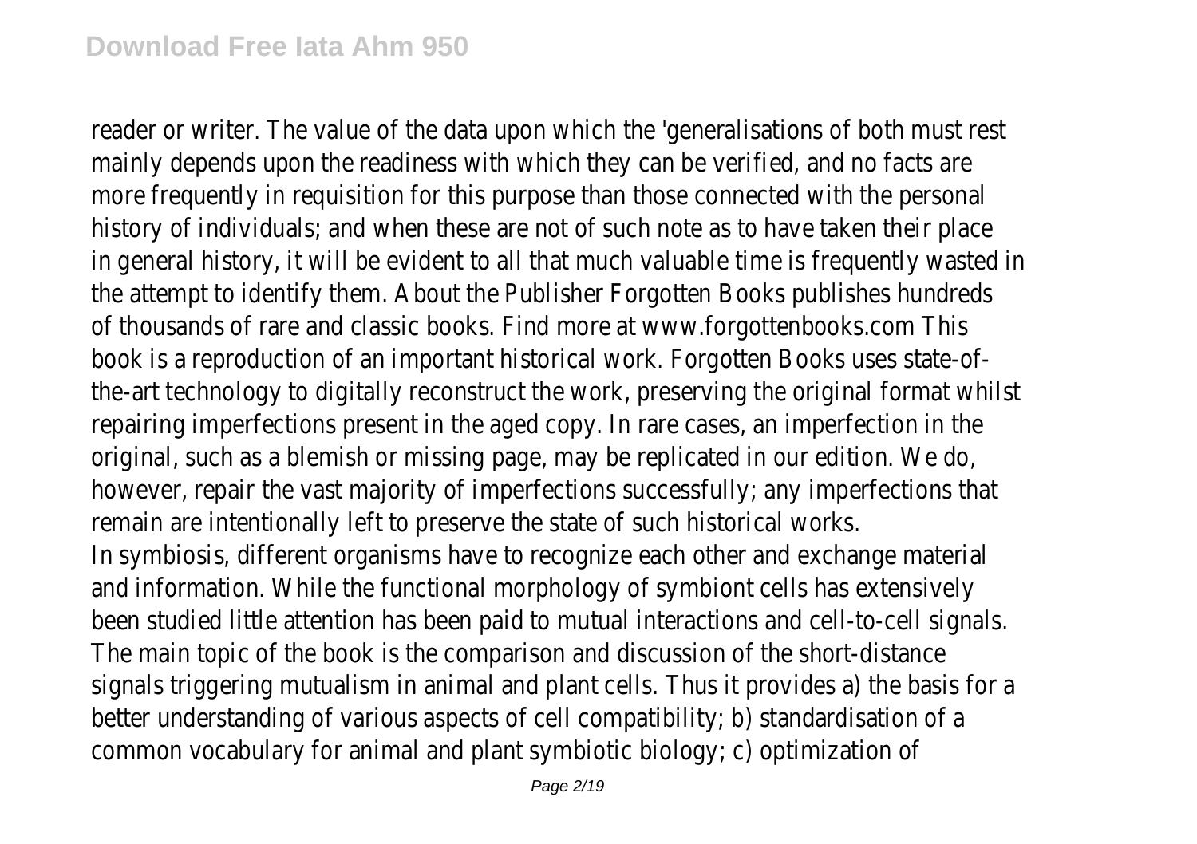reader or writer. The value of the data upon which the 'generalisations of both must rest mainly depends upon the readiness with which they can be verified, and no facts are more frequently in requisition for this purpose than those connected with the personal history of individuals; and when these are not of such note as to have taken their place in general history, it will be evident to all that much valuable time is frequently wasted in the attempt to identify them. About the Publisher Forgotten Books publishes hundreds of thousands of rare and classic books. Find more at www.forgottenbooks.com This book is a reproduction of an important historical work. Forgotten Books uses state-of-the-art technology to digitally reconstruct the work, preserving the original format whilst repairing imperfections present in the aged copy. In rare cases, an imperfection in the original, such as a blemish or missing page, may be replicated in our edition. We do, however, repair the vast majority of imperfections successfully; any imperfections that remain are intentionally left to preserve the state of such historical works.

In symbiosis, different organisms have to recognize each other and exchange material and information. While the functional morphology of symbiont cells has extensively been studied little attention has been paid to mutual interactions and cell-to-cell signals. The main topic of the book is the comparison and discussion of the short-distance signals triggering mutualism in animal and plant cells. Thus it provides a) the basis for a better understanding of various aspects of cell compatibility; b) standardisation of a common vocabulary for animal and plant symbiotic biology; c) optimization of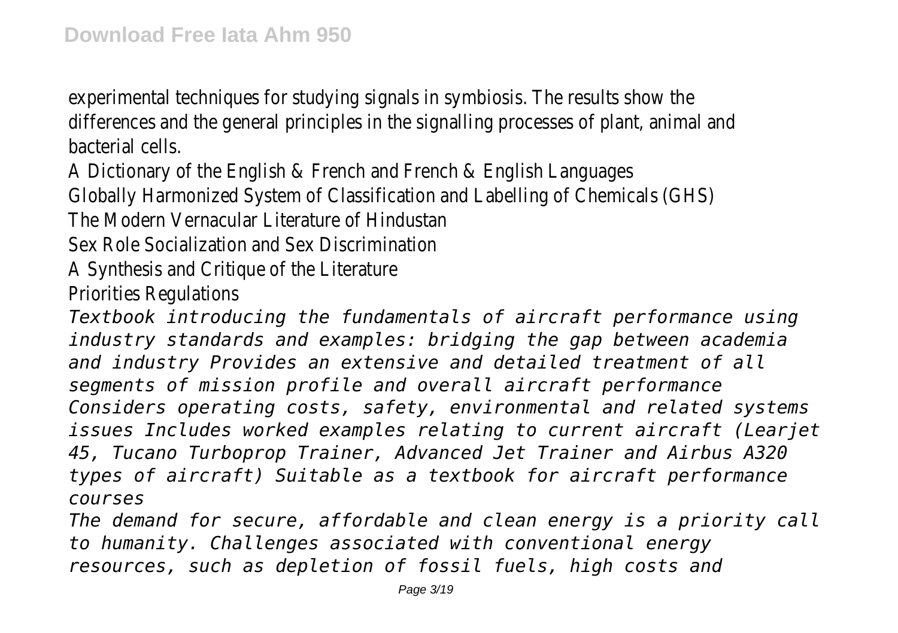experimental techniques for studying signals in symbiosis. The results show the differences and the general principles in the signalling processes of plant, animal and bacterial cells.

A Dictionary of the English & French and French & English Languages

Globally Harmonized System of Classification and Labelling of Chemicals (GHS)

The Modern Vernacular Literature of Hindustan

Sex Role Socialization and Sex Discrimination

A Synthesis and Critique of the Literature

Priorities Regulations

*Textbook introducing the fundamentals of aircraft performance using industry standards and examples: bridging the gap between academia and industry Provides an extensive and detailed treatment of all segments of mission profile and overall aircraft performance Considers operating costs, safety, environmental and related systems issues Includes worked examples relating to current aircraft (Learjet 45, Tucano Turboprop Trainer, Advanced Jet Trainer and Airbus A320 types of aircraft) Suitable as a textbook for aircraft performance courses*

*The demand for secure, affordable and clean energy is a priority call to humanity. Challenges associated with conventional energy resources, such as depletion of fossil fuels, high costs and*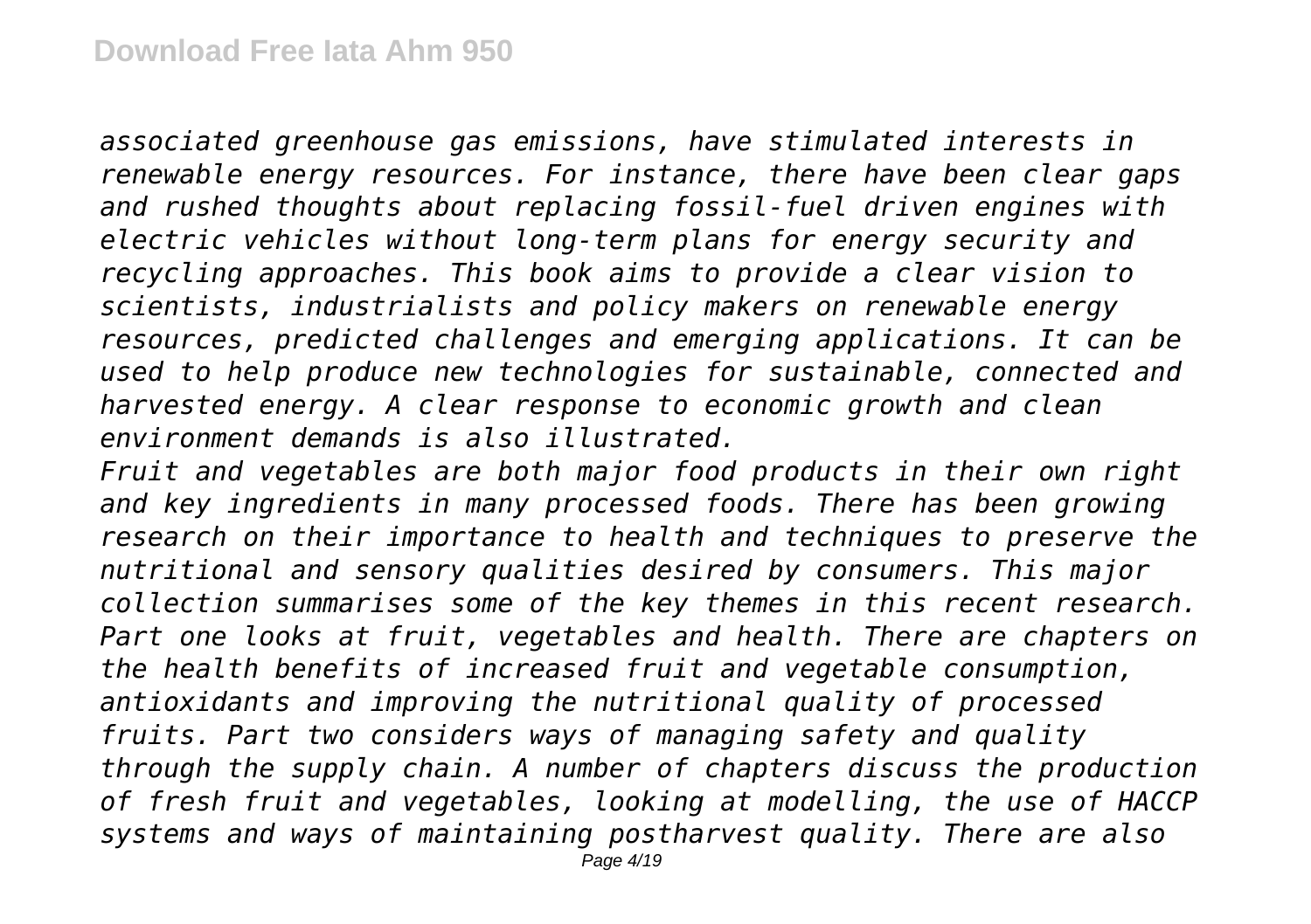*associated greenhouse gas emissions, have stimulated interests in renewable energy resources. For instance, there have been clear gaps and rushed thoughts about replacing fossil-fuel driven engines with electric vehicles without long-term plans for energy security and recycling approaches. This book aims to provide a clear vision to scientists, industrialists and policy makers on renewable energy resources, predicted challenges and emerging applications. It can be used to help produce new technologies for sustainable, connected and harvested energy. A clear response to economic growth and clean environment demands is also illustrated.*

*Fruit and vegetables are both major food products in their own right and key ingredients in many processed foods. There has been growing research on their importance to health and techniques to preserve the nutritional and sensory qualities desired by consumers. This major collection summarises some of the key themes in this recent research. Part one looks at fruit, vegetables and health. There are chapters on the health benefits of increased fruit and vegetable consumption, antioxidants and improving the nutritional quality of processed fruits. Part two considers ways of managing safety and quality through the supply chain. A number of chapters discuss the production of fresh fruit and vegetables, looking at modelling, the use of HACCP systems and ways of maintaining postharvest quality. There are also*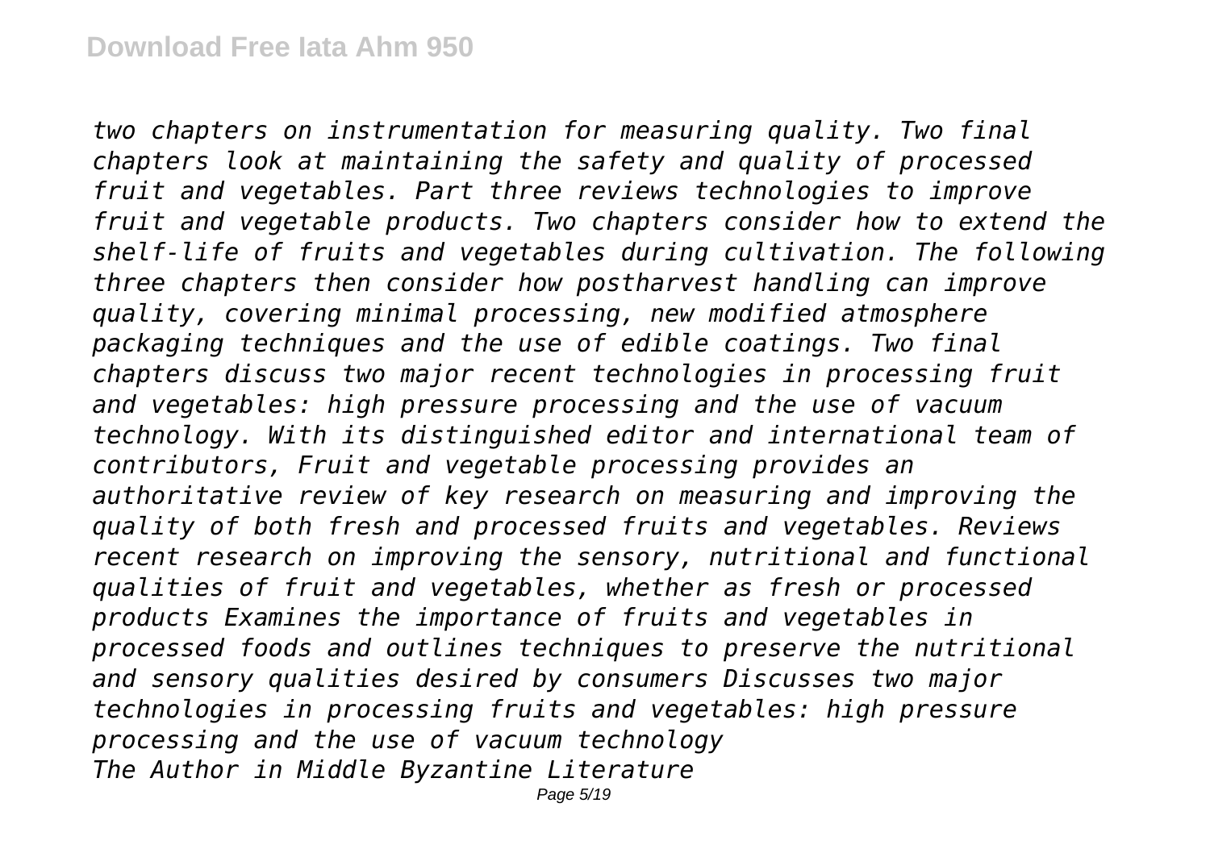*two chapters on instrumentation for measuring quality. Two final chapters look at maintaining the safety and quality of processed fruit and vegetables. Part three reviews technologies to improve fruit and vegetable products. Two chapters consider how to extend the shelf-life of fruits and vegetables during cultivation. The following three chapters then consider how postharvest handling can improve quality, covering minimal processing, new modified atmosphere packaging techniques and the use of edible coatings. Two final chapters discuss two major recent technologies in processing fruit and vegetables: high pressure processing and the use of vacuum technology. With its distinguished editor and international team of contributors, Fruit and vegetable processing provides an authoritative review of key research on measuring and improving the quality of both fresh and processed fruits and vegetables. Reviews recent research on improving the sensory, nutritional and functional qualities of fruit and vegetables, whether as fresh or processed products Examines the importance of fruits and vegetables in processed foods and outlines techniques to preserve the nutritional and sensory qualities desired by consumers Discusses two major technologies in processing fruits and vegetables: high pressure processing and the use of vacuum technology*

*The Author in Middle Byzantine Literature*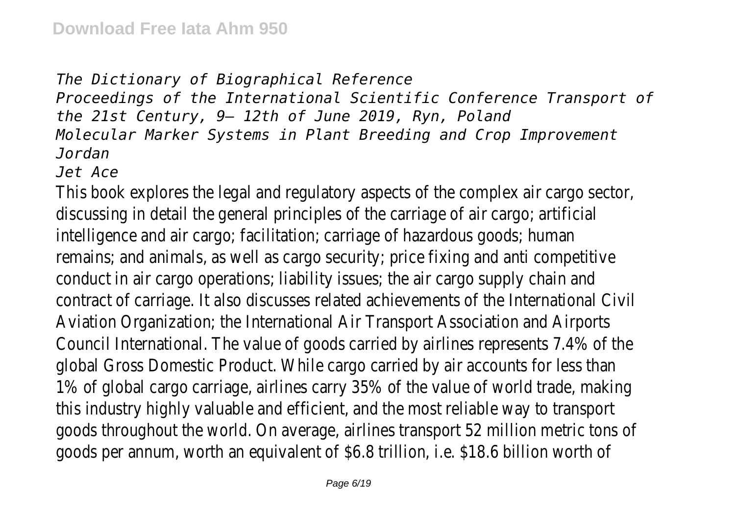*The Dictionary of Biographical Reference*
*Proceedings of the International Scientific Conference Transport of the 21st Century, 9– 12th of June 2019, Ryn, Poland*
*Molecular Marker Systems in Plant Breeding and Crop Improvement*
*Jordan*
*Jet Ace*

This book explores the legal and regulatory aspects of the complex air cargo sector, discussing in detail the general principles of the carriage of air cargo; artificial intelligence and air cargo; facilitation; carriage of hazardous goods; human remains; and animals, as well as cargo security; price fixing and anti competitive conduct in air cargo operations; liability issues; the air cargo supply chain and contract of carriage. It also discusses related achievements of the International Civil Aviation Organization; the International Air Transport Association and Airports Council International. The value of goods carried by airlines represents 7.4% of the global Gross Domestic Product. While cargo carried by air accounts for less than 1% of global cargo carriage, airlines carry 35% of the value of world trade, making this industry highly valuable and efficient, and the most reliable way to transport goods throughout the world. On average, airlines transport 52 million metric tons of goods per annum, worth an equivalent of $6.8 trillion, i.e. $18.6 billion worth of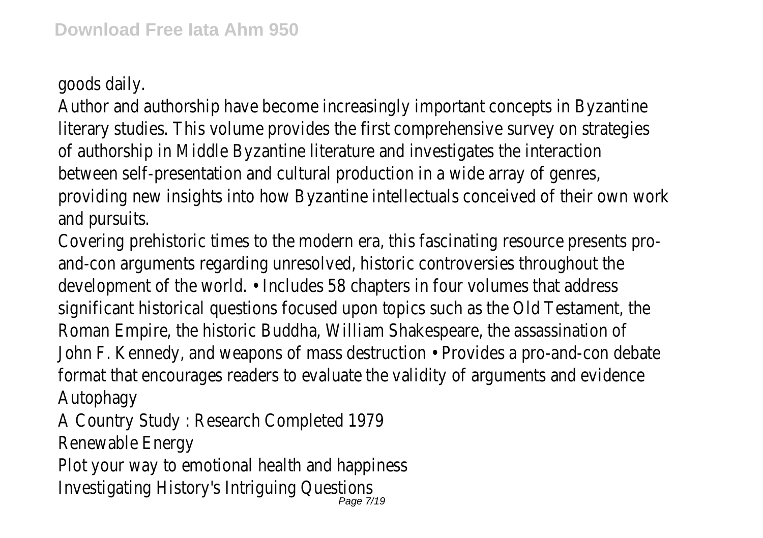goods daily.

Author and authorship have become increasingly important concepts in Byzantine literary studies. This volume provides the first comprehensive survey on strategies of authorship in Middle Byzantine literature and investigates the interaction between self-presentation and cultural production in a wide array of genres, providing new insights into how Byzantine intellectuals conceived of their own work and pursuits.

Covering prehistoric times to the modern era, this fascinating resource presents pro-and-con arguments regarding unresolved, historic controversies throughout the development of the world. • Includes 58 chapters in four volumes that address significant historical questions focused upon topics such as the Old Testament, the Roman Empire, the historic Buddha, William Shakespeare, the assassination of John F. Kennedy, and weapons of mass destruction • Provides a pro-and-con debate format that encourages readers to evaluate the validity of arguments and evidence

Autophagy

A Country Study : Research Completed 1979

Renewable Energy

Plot your way to emotional health and happiness

Investigating History's Intriguing Questions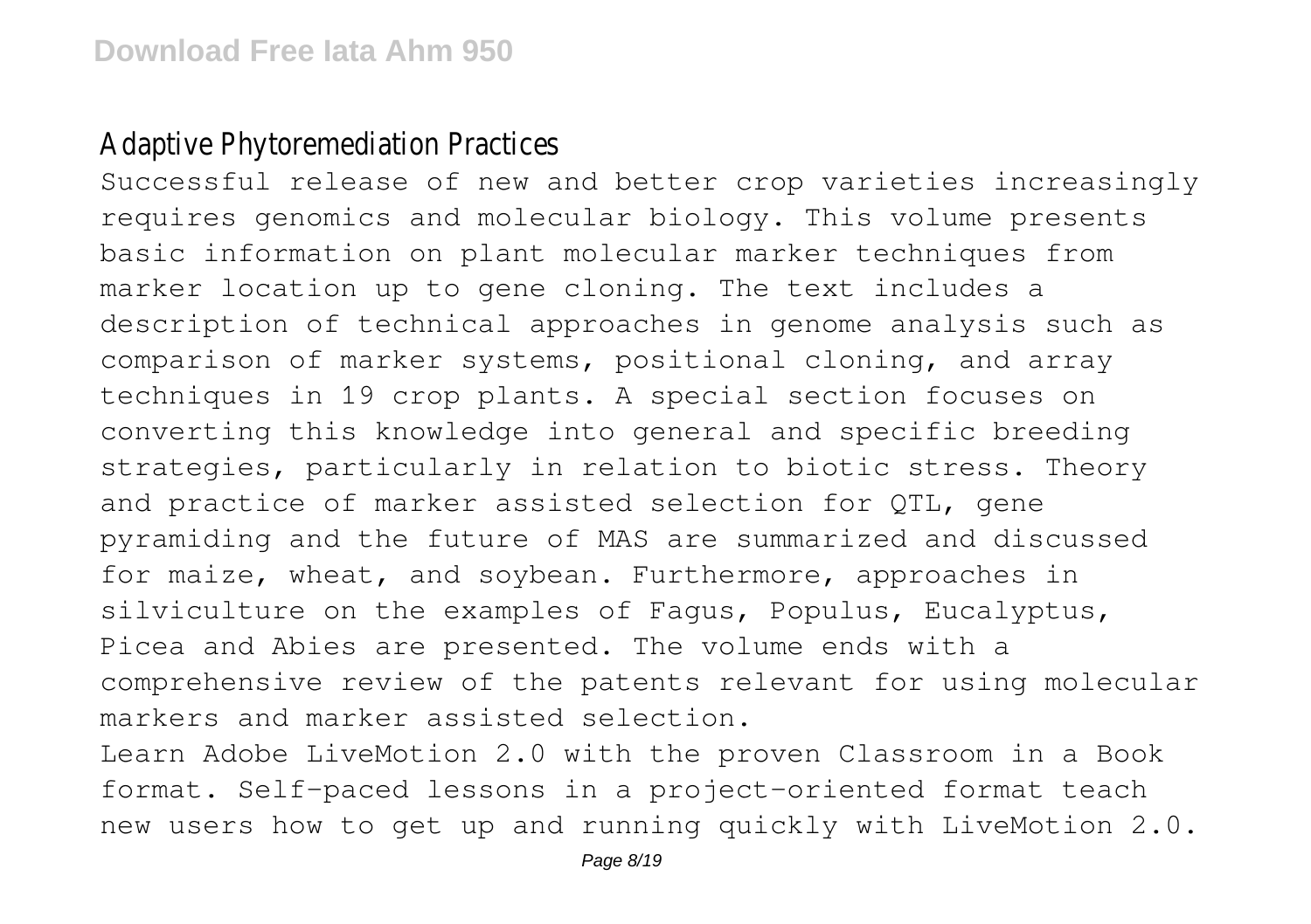## Adaptive Phytoremediation Practices

Successful release of new and better crop varieties increasingly requires genomics and molecular biology. This volume presents basic information on plant molecular marker techniques from marker location up to gene cloning. The text includes a description of technical approaches in genome analysis such as comparison of marker systems, positional cloning, and array techniques in 19 crop plants. A special section focuses on converting this knowledge into general and specific breeding strategies, particularly in relation to biotic stress. Theory and practice of marker assisted selection for QTL, gene pyramiding and the future of MAS are summarized and discussed for maize, wheat, and soybean. Furthermore, approaches in silviculture on the examples of Fagus, Populus, Eucalyptus, Picea and Abies are presented. The volume ends with a comprehensive review of the patents relevant for using molecular markers and marker assisted selection.

Learn Adobe LiveMotion 2.0 with the proven Classroom in a Book format. Self-paced lessons in a project-oriented format teach new users how to get up and running quickly with LiveMotion 2.0.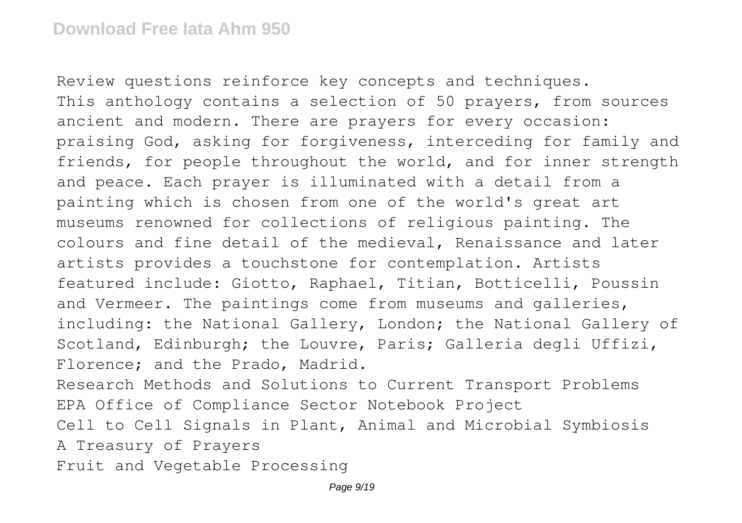Review questions reinforce key concepts and techniques.

This anthology contains a selection of 50 prayers, from sources ancient and modern. There are prayers for every occasion: praising God, asking for forgiveness, interceding for family and friends, for people throughout the world, and for inner strength and peace. Each prayer is illuminated with a detail from a painting which is chosen from one of the world's great art museums renowned for collections of religious painting. The colours and fine detail of the medieval, Renaissance and later artists provides a touchstone for contemplation. Artists featured include: Giotto, Raphael, Titian, Botticelli, Poussin and Vermeer. The paintings come from museums and galleries, including: the National Gallery, London; the National Gallery of Scotland, Edinburgh; the Louvre, Paris; Galleria degli Uffizi, Florence; and the Prado, Madrid.

Research Methods and Solutions to Current Transport Problems

EPA Office of Compliance Sector Notebook Project

Cell to Cell Signals in Plant, Animal and Microbial Symbiosis

A Treasury of Prayers

Fruit and Vegetable Processing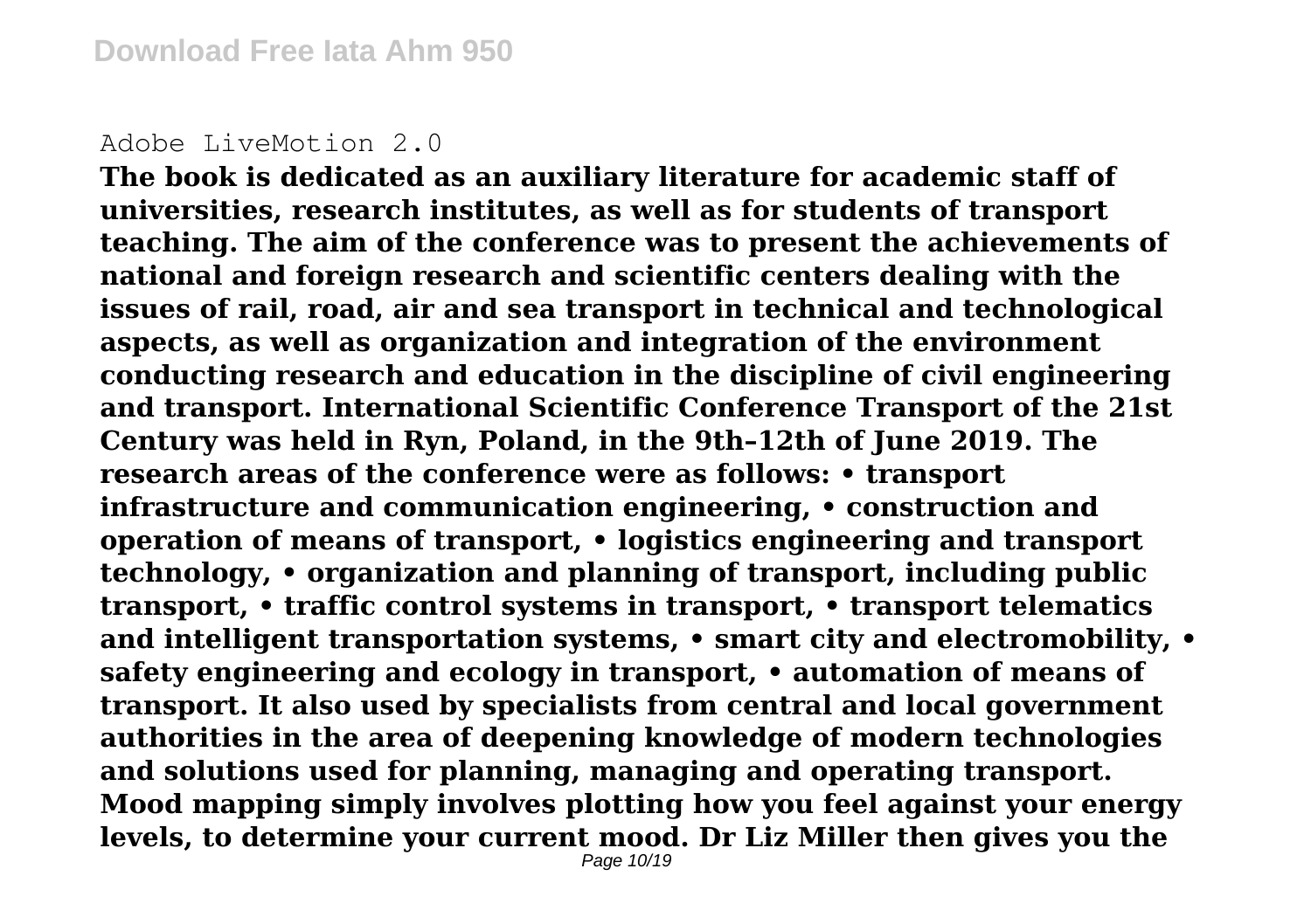Adobe LiveMotion 2.0

**The book is dedicated as an auxiliary literature for academic staff of universities, research institutes, as well as for students of transport teaching. The aim of the conference was to present the achievements of national and foreign research and scientific centers dealing with the issues of rail, road, air and sea transport in technical and technological aspects, as well as organization and integration of the environment conducting research and education in the discipline of civil engineering and transport. International Scientific Conference Transport of the 21st Century was held in Ryn, Poland, in the 9th–12th of June 2019. The research areas of the conference were as follows: • transport infrastructure and communication engineering, • construction and operation of means of transport, • logistics engineering and transport technology, • organization and planning of transport, including public transport, • traffic control systems in transport, • transport telematics and intelligent transportation systems, • smart city and electromobility, • safety engineering and ecology in transport, • automation of means of transport. It also used by specialists from central and local government authorities in the area of deepening knowledge of modern technologies and solutions used for planning, managing and operating transport. Mood mapping simply involves plotting how you feel against your energy levels, to determine your current mood. Dr Liz Miller then gives you the**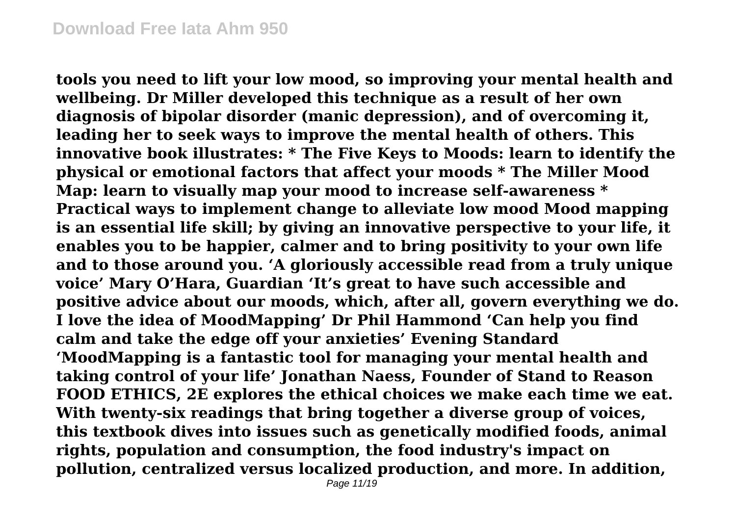**tools you need to lift your low mood, so improving your mental health and wellbeing. Dr Miller developed this technique as a result of her own diagnosis of bipolar disorder (manic depression), and of overcoming it, leading her to seek ways to improve the mental health of others. This innovative book illustrates: * The Five Keys to Moods: learn to identify the physical or emotional factors that affect your moods * The Miller Mood Map: learn to visually map your mood to increase self-awareness * Practical ways to implement change to alleviate low mood Mood mapping is an essential life skill; by giving an innovative perspective to your life, it enables you to be happier, calmer and to bring positivity to your own life and to those around you. 'A gloriously accessible read from a truly unique voice' Mary O'Hara, Guardian 'It's great to have such accessible and positive advice about our moods, which, after all, govern everything we do. I love the idea of MoodMapping' Dr Phil Hammond 'Can help you find calm and take the edge off your anxieties' Evening Standard 'MoodMapping is a fantastic tool for managing your mental health and taking control of your life' Jonathan Naess, Founder of Stand to Reason FOOD ETHICS, 2E explores the ethical choices we make each time we eat. With twenty-six readings that bring together a diverse group of voices, this textbook dives into issues such as genetically modified foods, animal rights, population and consumption, the food industry's impact on pollution, centralized versus localized production, and more. In addition,**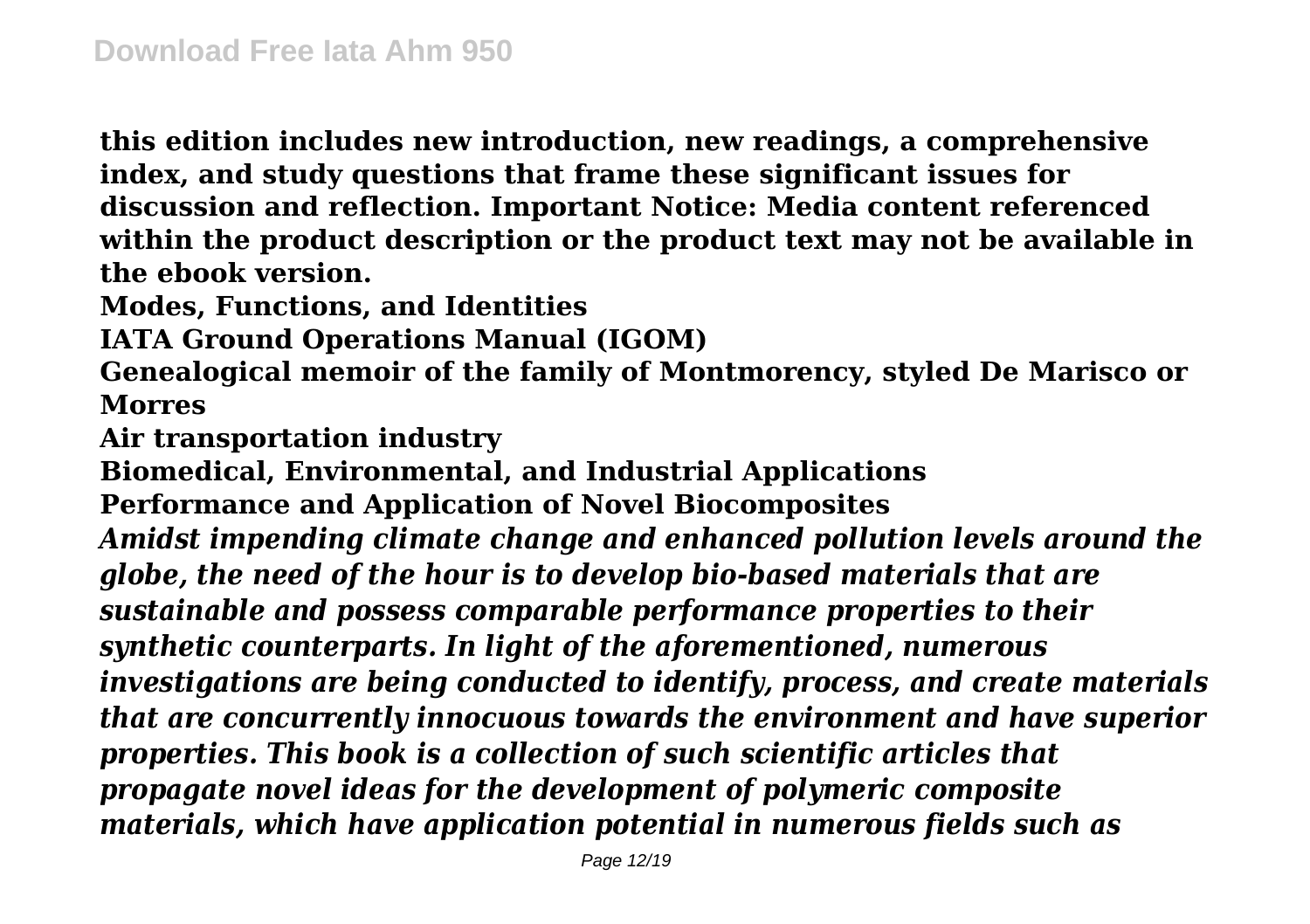**this edition includes new introduction, new readings, a comprehensive index, and study questions that frame these significant issues for discussion and reflection. Important Notice: Media content referenced within the product description or the product text may not be available in the ebook version.**

**Modes, Functions, and Identities**

**IATA Ground Operations Manual (IGOM)**

**Genealogical memoir of the family of Montmorency, styled De Marisco or Morres**

**Air transportation industry**

**Biomedical, Environmental, and Industrial Applications**

**Performance and Application of Novel Biocomposites**

***Amidst impending climate change and enhanced pollution levels around the globe, the need of the hour is to develop bio-based materials that are sustainable and possess comparable performance properties to their synthetic counterparts. In light of the aforementioned, numerous investigations are being conducted to identify, process, and create materials that are concurrently innocuous towards the environment and have superior properties. This book is a collection of such scientific articles that propagate novel ideas for the development of polymeric composite materials, which have application potential in numerous fields such as***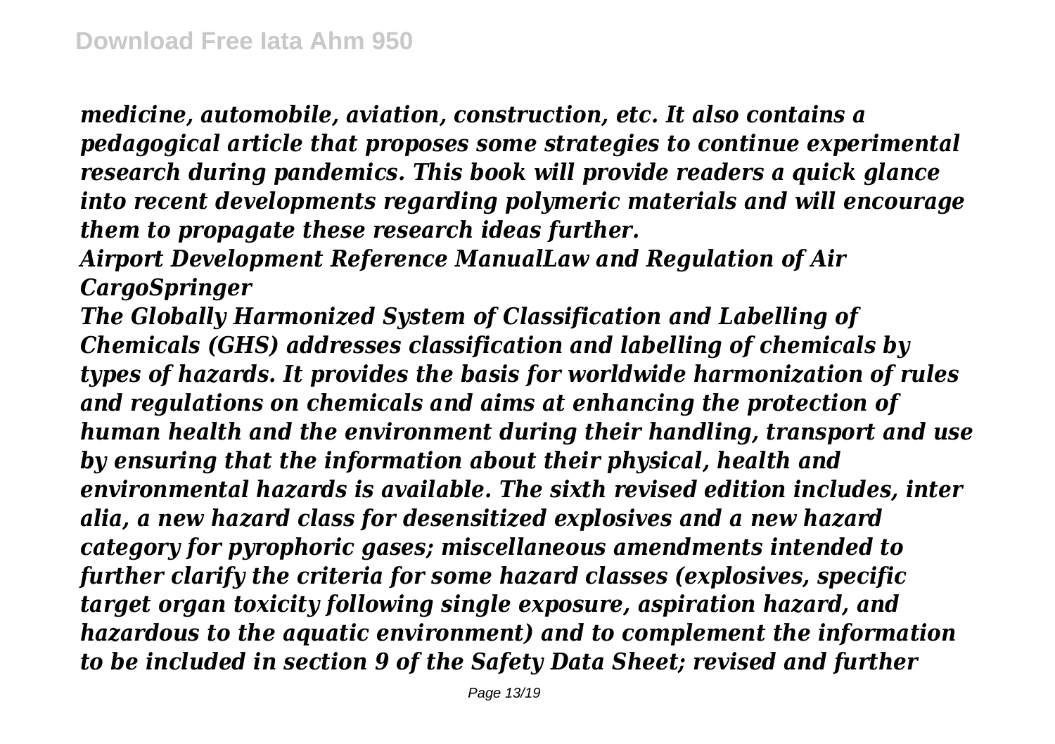*medicine, automobile, aviation, construction, etc. It also contains a pedagogical article that proposes some strategies to continue experimental research during pandemics. This book will provide readers a quick glance into recent developments regarding polymeric materials and will encourage them to propagate these research ideas further.*

***Airport Development Reference ManualLaw and Regulation of Air CargoSpringer***

***The Globally Harmonized System of Classification and Labelling of Chemicals (GHS) addresses classification and labelling of chemicals by types of hazards. It provides the basis for worldwide harmonization of rules and regulations on chemicals and aims at enhancing the protection of human health and the environment during their handling, transport and use by ensuring that the information about their physical, health and environmental hazards is available. The sixth revised edition includes, inter alia, a new hazard class for desensitized explosives and a new hazard category for pyrophoric gases; miscellaneous amendments intended to further clarify the criteria for some hazard classes (explosives, specific target organ toxicity following single exposure, aspiration hazard, and hazardous to the aquatic environment) and to complement the information to be included in section 9 of the Safety Data Sheet; revised and further***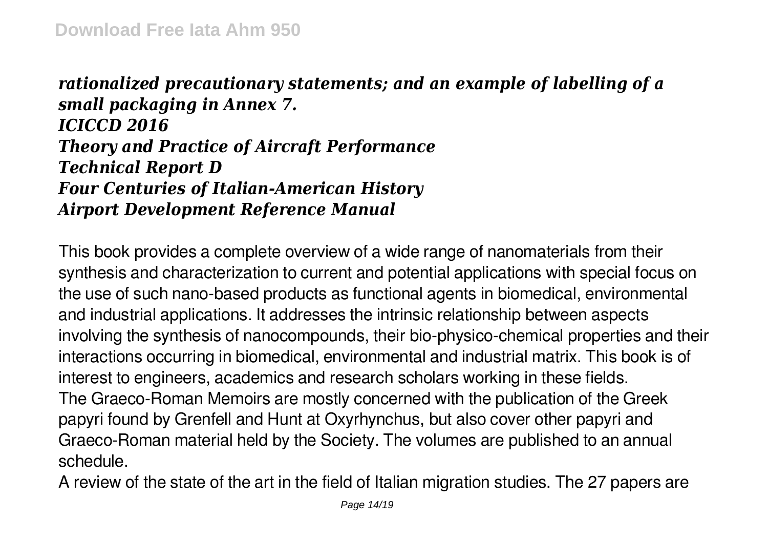***rationalized precautionary statements; and an example of labelling of a small packaging in Annex 7.***
***ICICCD 2016***
***Theory and Practice of Aircraft Performance***
***Technical Report D***
***Four Centuries of Italian-American History***
***Airport Development Reference Manual***

This book provides a complete overview of a wide range of nanomaterials from their synthesis and characterization to current and potential applications with special focus on the use of such nano-based products as functional agents in biomedical, environmental and industrial applications. It addresses the intrinsic relationship between aspects involving the synthesis of nanocompounds, their bio-physico-chemical properties and their interactions occurring in biomedical, environmental and industrial matrix. This book is of interest to engineers, academics and research scholars working in these fields.
The Graeco-Roman Memoirs are mostly concerned with the publication of the Greek papyri found by Grenfell and Hunt at Oxyrhynchus, but also cover other papyri and Graeco-Roman material held by the Society. The volumes are published to an annual schedule.
A review of the state of the art in the field of Italian migration studies. The 27 papers are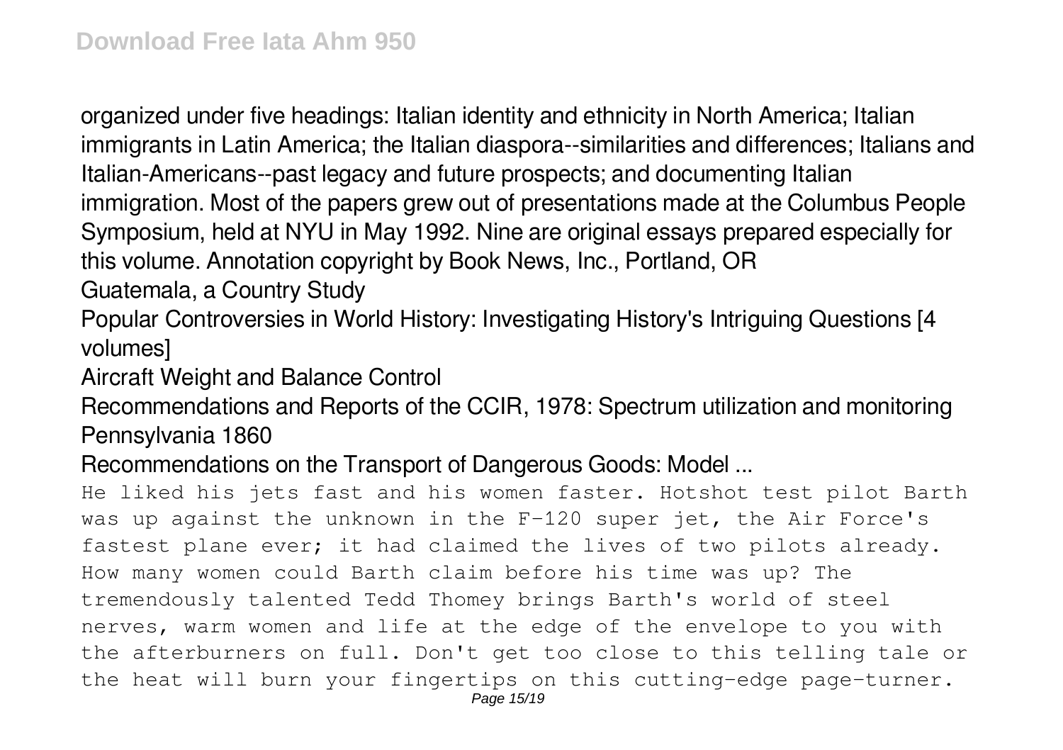organized under five headings: Italian identity and ethnicity in North America; Italian immigrants in Latin America; the Italian diaspora--similarities and differences; Italians and Italian-Americans--past legacy and future prospects; and documenting Italian immigration. Most of the papers grew out of presentations made at the Columbus People Symposium, held at NYU in May 1992. Nine are original essays prepared especially for this volume. Annotation copyright by Book News, Inc., Portland, OR

Guatemala, a Country Study

Popular Controversies in World History: Investigating History's Intriguing Questions [4 volumes]

Aircraft Weight and Balance Control

Recommendations and Reports of the CCIR, 1978: Spectrum utilization and monitoring

Pennsylvania 1860

Recommendations on the Transport of Dangerous Goods: Model ...

He liked his jets fast and his women faster. Hotshot test pilot Barth was up against the unknown in the F-120 super jet, the Air Force's fastest plane ever; it had claimed the lives of two pilots already. How many women could Barth claim before his time was up? The tremendously talented Tedd Thomey brings Barth's world of steel nerves, warm women and life at the edge of the envelope to you with the afterburners on full. Don't get too close to this telling tale or the heat will burn your fingertips on this cutting-edge page-turner.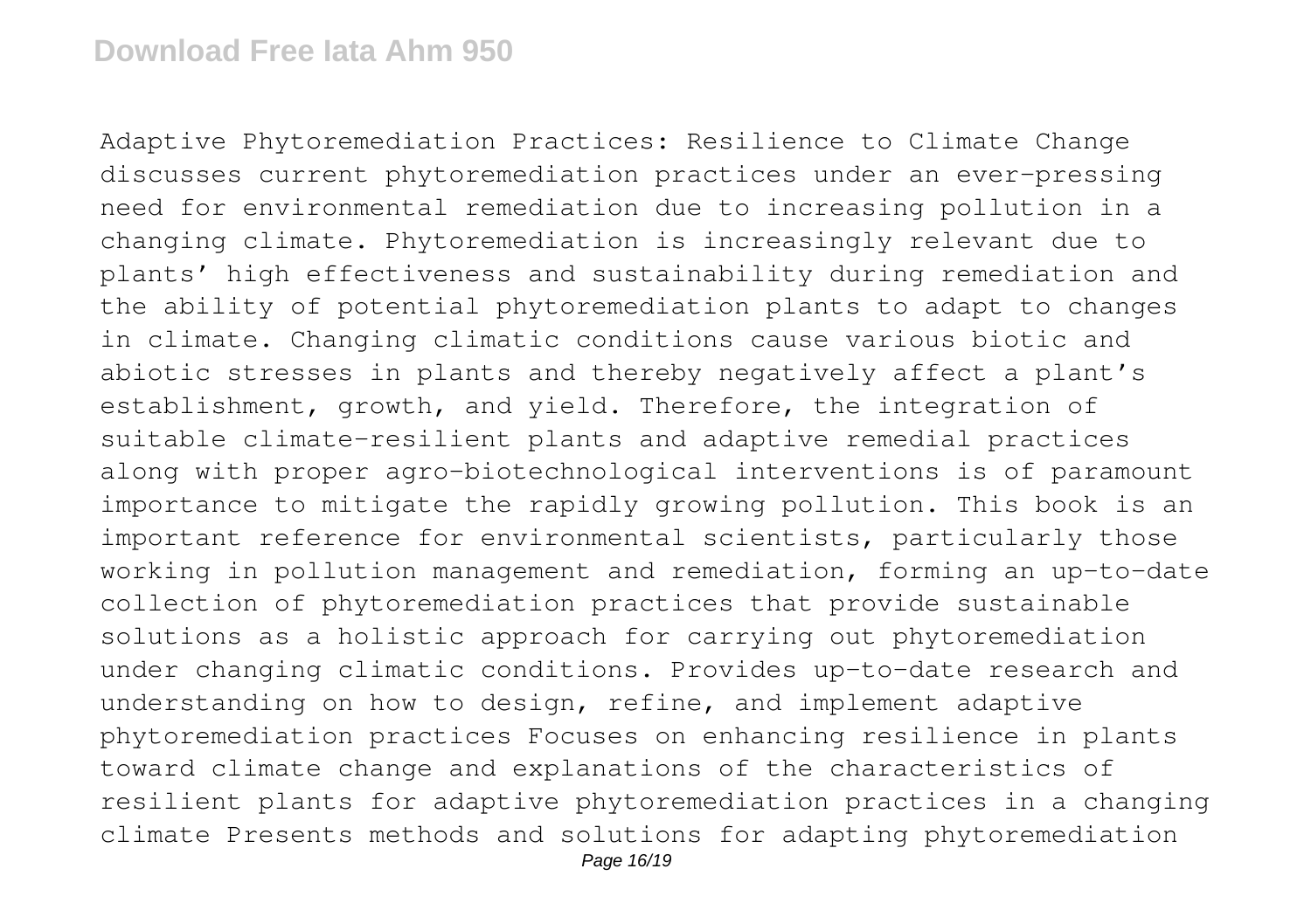Adaptive Phytoremediation Practices: Resilience to Climate Change discusses current phytoremediation practices under an ever-pressing need for environmental remediation due to increasing pollution in a changing climate. Phytoremediation is increasingly relevant due to plants' high effectiveness and sustainability during remediation and the ability of potential phytoremediation plants to adapt to changes in climate. Changing climatic conditions cause various biotic and abiotic stresses in plants and thereby negatively affect a plant's establishment, growth, and yield. Therefore, the integration of suitable climate-resilient plants and adaptive remedial practices along with proper agro-biotechnological interventions is of paramount importance to mitigate the rapidly growing pollution. This book is an important reference for environmental scientists, particularly those working in pollution management and remediation, forming an up-to-date collection of phytoremediation practices that provide sustainable solutions as a holistic approach for carrying out phytoremediation under changing climatic conditions. Provides up-to-date research and understanding on how to design, refine, and implement adaptive phytoremediation practices Focuses on enhancing resilience in plants toward climate change and explanations of the characteristics of resilient plants for adaptive phytoremediation practices in a changing climate Presents methods and solutions for adapting phytoremediation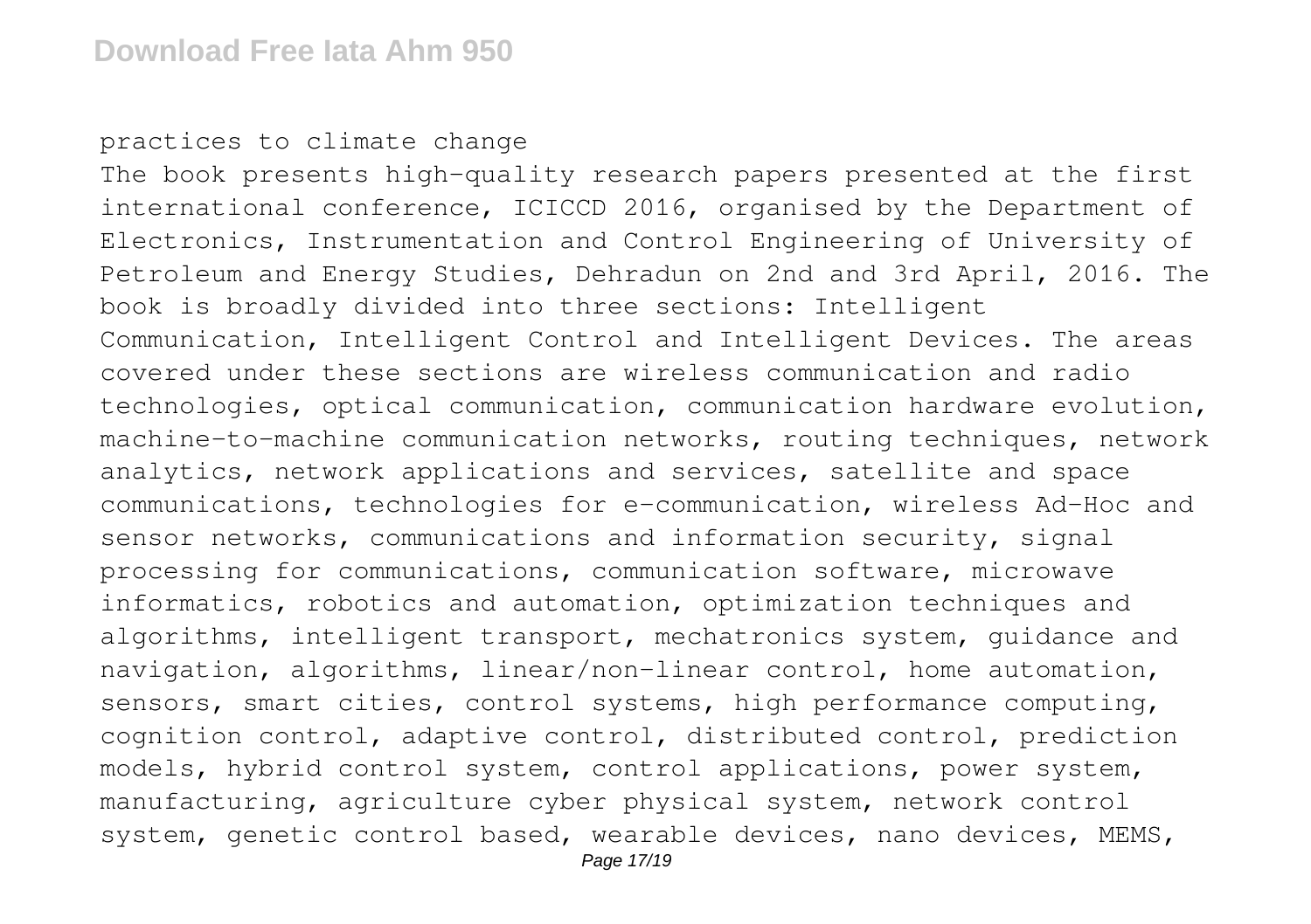practices to climate change

The book presents high-quality research papers presented at the first international conference, ICICCD 2016, organised by the Department of Electronics, Instrumentation and Control Engineering of University of Petroleum and Energy Studies, Dehradun on 2nd and 3rd April, 2016. The book is broadly divided into three sections: Intelligent Communication, Intelligent Control and Intelligent Devices. The areas covered under these sections are wireless communication and radio technologies, optical communication, communication hardware evolution, machine-to-machine communication networks, routing techniques, network analytics, network applications and services, satellite and space communications, technologies for e-communication, wireless Ad-Hoc and sensor networks, communications and information security, signal processing for communications, communication software, microwave informatics, robotics and automation, optimization techniques and algorithms, intelligent transport, mechatronics system, guidance and navigation, algorithms, linear/non-linear control, home automation, sensors, smart cities, control systems, high performance computing, cognition control, adaptive control, distributed control, prediction models, hybrid control system, control applications, power system, manufacturing, agriculture cyber physical system, network control system, genetic control based, wearable devices, nano devices, MEMS,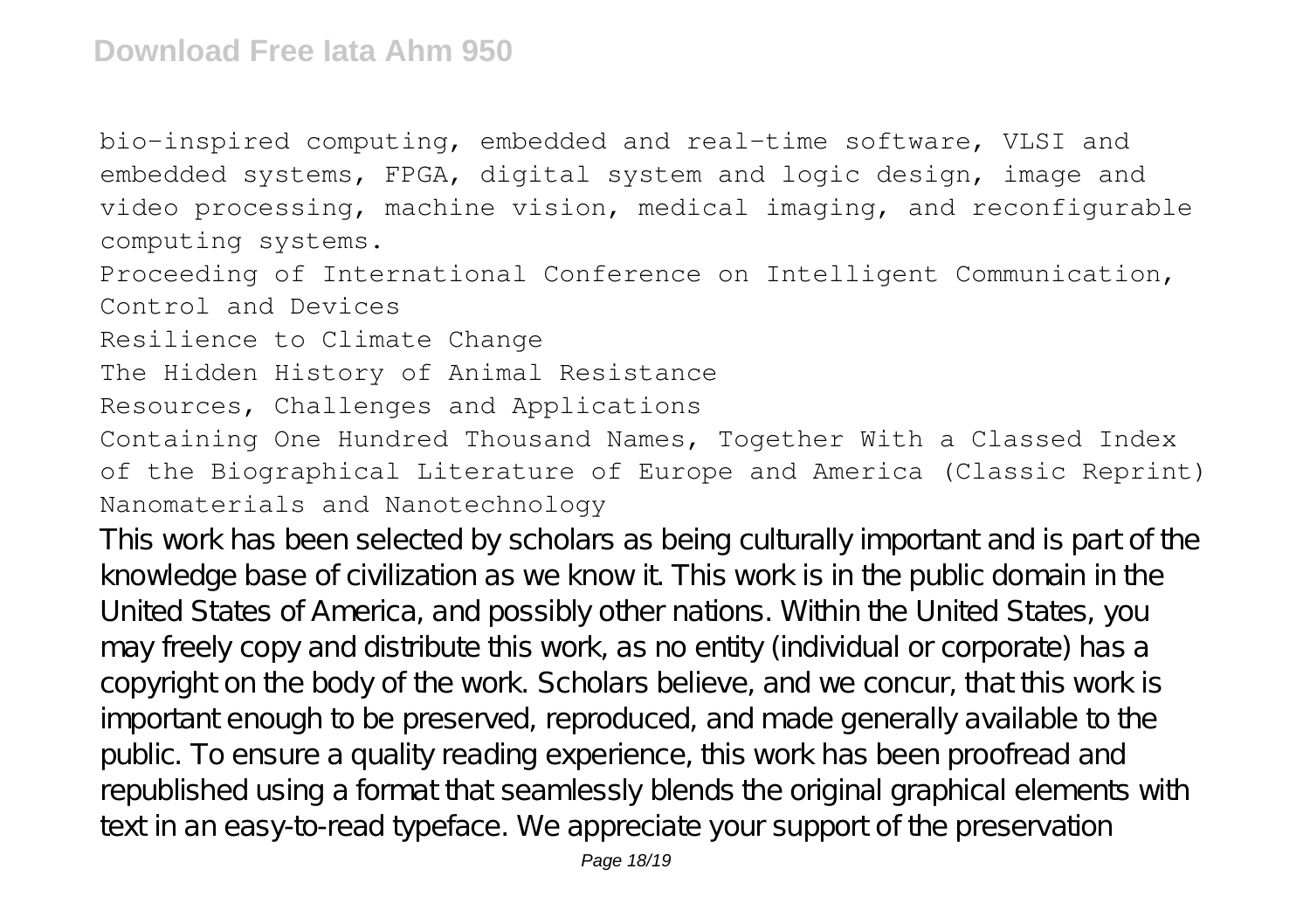bio-inspired computing, embedded and real-time software, VLSI and embedded systems, FPGA, digital system and logic design, image and video processing, machine vision, medical imaging, and reconfigurable computing systems.

Proceeding of International Conference on Intelligent Communication, Control and Devices

Resilience to Climate Change

The Hidden History of Animal Resistance

Resources, Challenges and Applications

Containing One Hundred Thousand Names, Together With a Classed Index of the Biographical Literature of Europe and America (Classic Reprint)

Nanomaterials and Nanotechnology

This work has been selected by scholars as being culturally important and is part of the knowledge base of civilization as we know it. This work is in the public domain in the United States of America, and possibly other nations. Within the United States, you may freely copy and distribute this work, as no entity (individual or corporate) has a copyright on the body of the work. Scholars believe, and we concur, that this work is important enough to be preserved, reproduced, and made generally available to the public. To ensure a quality reading experience, this work has been proofread and republished using a format that seamlessly blends the original graphical elements with text in an easy-to-read typeface. We appreciate your support of the preservation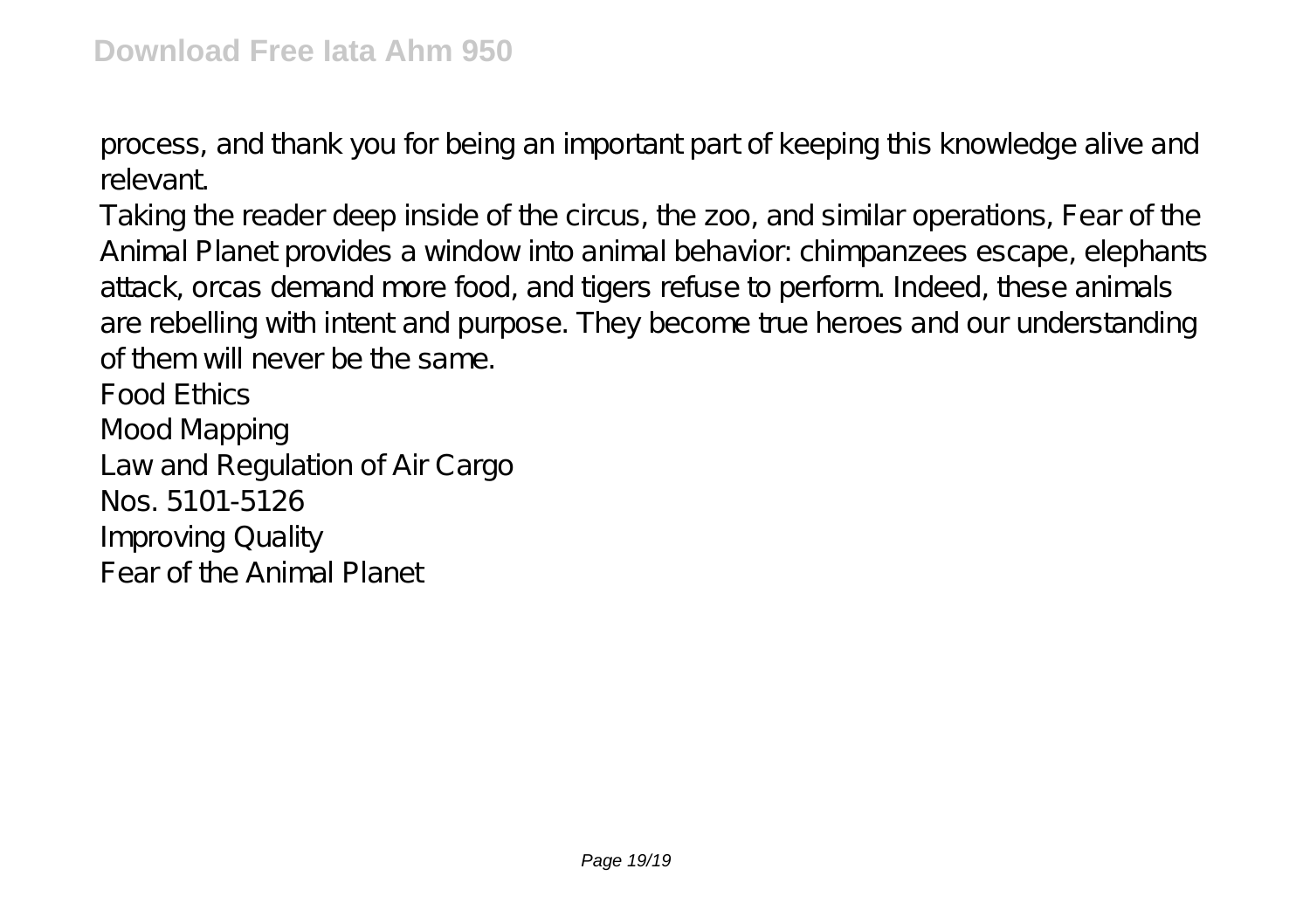process, and thank you for being an important part of keeping this knowledge alive and relevant.

Taking the reader deep inside of the circus, the zoo, and similar operations, Fear of the Animal Planet provides a window into animal behavior: chimpanzees escape, elephants attack, orcas demand more food, and tigers refuse to perform. Indeed, these animals are rebelling with intent and purpose. They become true heroes and our understanding of them will never be the same.

Food Ethics

Mood Mapping

Law and Regulation of Air Cargo

Nos. 5101-5126

Improving Quality

Fear of the Animal Planet